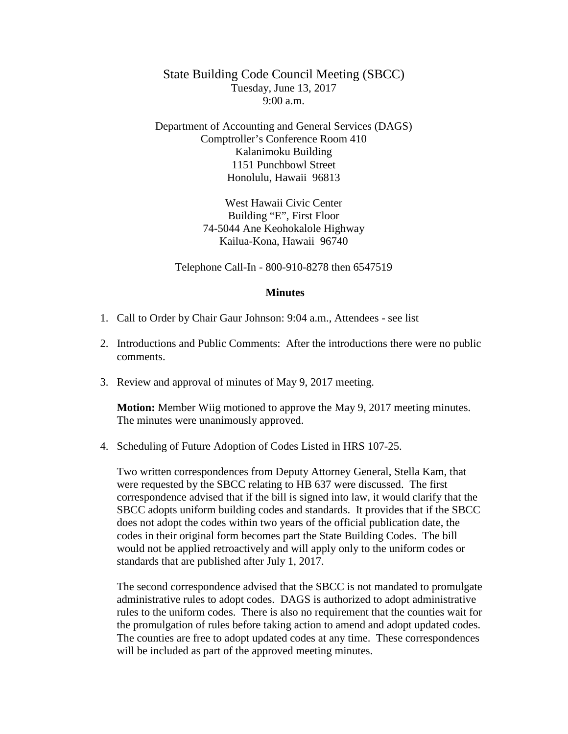# State Building Code Council Meeting (SBCC)

Tuesday, June 13, 2017
9:00 a.m.

Department of Accounting and General Services (DAGS)
Comptroller's Conference Room 410
Kalanimoku Building
1151 Punchbowl Street
Honolulu, Hawaii 96813

West Hawaii Civic Center
Building "E", First Floor
74-5044 Ane Keohokalole Highway
Kailua-Kona, Hawaii 96740

Telephone Call-In - 800-910-8278 then 6547519

## Minutes

1. Call to Order by Chair Gaur Johnson: 9:04 a.m., Attendees - see list

2. Introductions and Public Comments: After the introductions there were no public comments.

3. Review and approval of minutes of May 9, 2017 meeting.

   **Motion:** Member Wiig motioned to approve the May 9, 2017 meeting minutes. The minutes were unanimously approved.

4. Scheduling of Future Adoption of Codes Listed in HRS 107-25.

   Two written correspondences from Deputy Attorney General, Stella Kam, that were requested by the SBCC relating to HB 637 were discussed. The first correspondence advised that if the bill is signed into law, it would clarify that the SBCC adopts uniform building codes and standards. It provides that if the SBCC does not adopt the codes within two years of the official publication date, the codes in their original form becomes part the State Building Codes. The bill would not be applied retroactively and will apply only to the uniform codes or standards that are published after July 1, 2017.

   The second correspondence advised that the SBCC is not mandated to promulgate administrative rules to adopt codes. DAGS is authorized to adopt administrative rules to the uniform codes. There is also no requirement that the counties wait for the promulgation of rules before taking action to amend and adopt updated codes. The counties are free to adopt updated codes at any time. These correspondences will be included as part of the approved meeting minutes.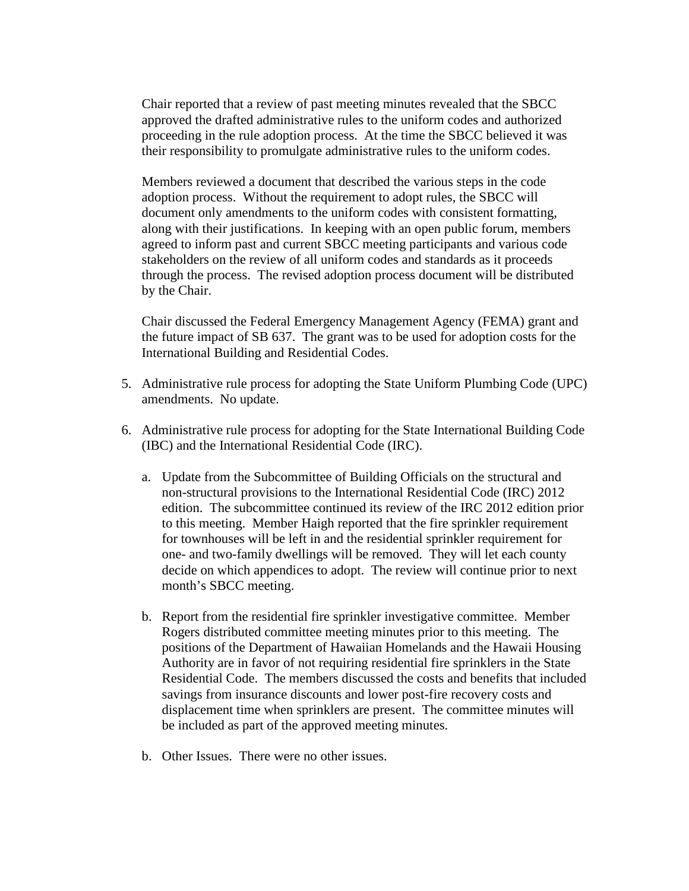Chair reported that a review of past meeting minutes revealed that the SBCC approved the drafted administrative rules to the uniform codes and authorized proceeding in the rule adoption process. At the time the SBCC believed it was their responsibility to promulgate administrative rules to the uniform codes.

Members reviewed a document that described the various steps in the code adoption process. Without the requirement to adopt rules, the SBCC will document only amendments to the uniform codes with consistent formatting, along with their justifications. In keeping with an open public forum, members agreed to inform past and current SBCC meeting participants and various code stakeholders on the review of all uniform codes and standards as it proceeds through the process. The revised adoption process document will be distributed by the Chair.

Chair discussed the Federal Emergency Management Agency (FEMA) grant and the future impact of SB 637. The grant was to be used for adoption costs for the International Building and Residential Codes.

5. Administrative rule process for adopting the State Uniform Plumbing Code (UPC) amendments. No update.

6. Administrative rule process for adopting for the State International Building Code (IBC) and the International Residential Code (IRC).

   a. Update from the Subcommittee of Building Officials on the structural and non-structural provisions to the International Residential Code (IRC) 2012 edition. The subcommittee continued its review of the IRC 2012 edition prior to this meeting. Member Haigh reported that the fire sprinkler requirement for townhouses will be left in and the residential sprinkler requirement for one- and two-family dwellings will be removed. They will let each county decide on which appendices to adopt. The review will continue prior to next month's SBCC meeting.

   b. Report from the residential fire sprinkler investigative committee. Member Rogers distributed committee meeting minutes prior to this meeting. The positions of the Department of Hawaiian Homelands and the Hawaii Housing Authority are in favor of not requiring residential fire sprinklers in the State Residential Code. The members discussed the costs and benefits that included savings from insurance discounts and lower post-fire recovery costs and displacement time when sprinklers are present. The committee minutes will be included as part of the approved meeting minutes.

   b. Other Issues. There were no other issues.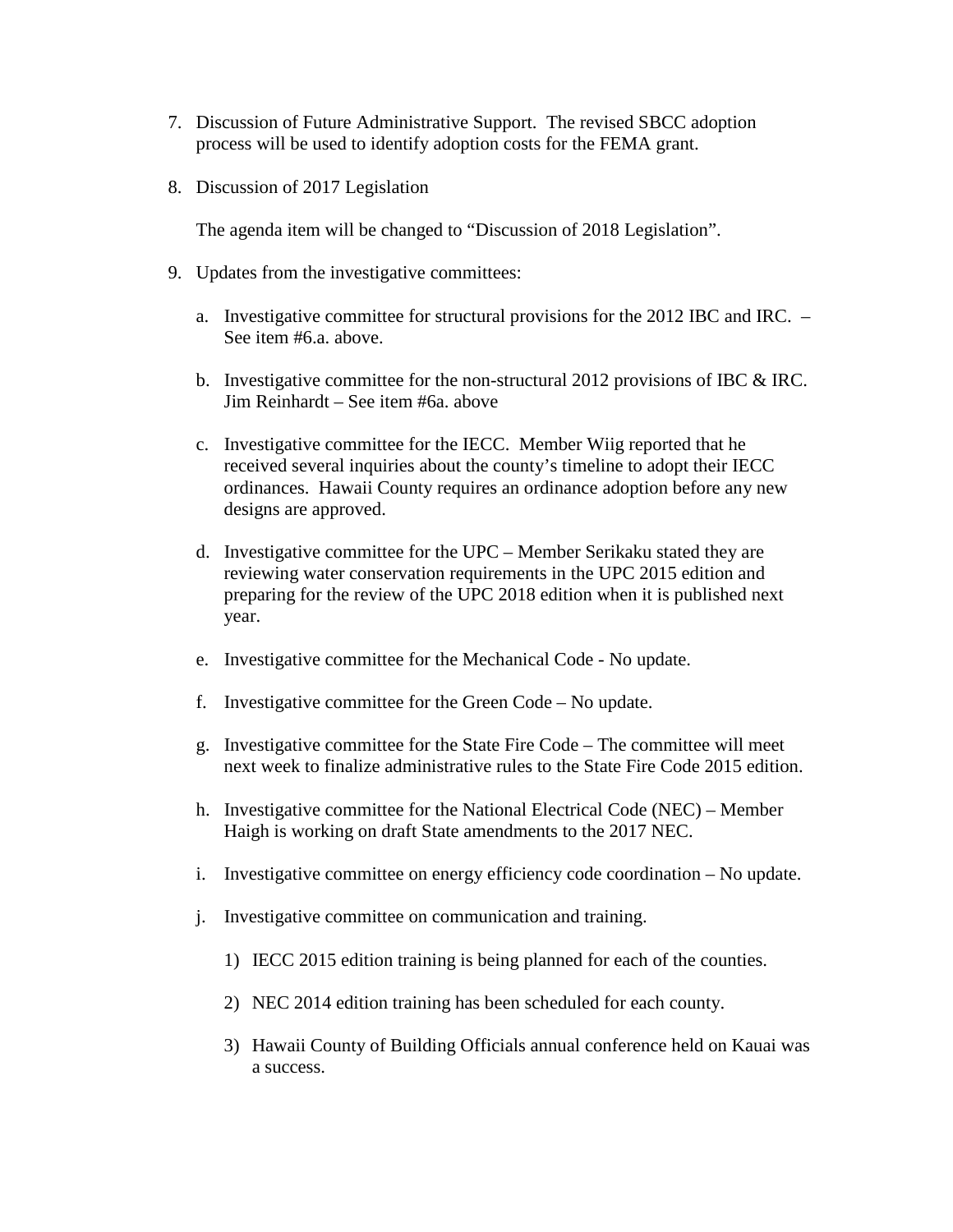7. Discussion of Future Administrative Support. The revised SBCC adoption process will be used to identify adoption costs for the FEMA grant.

8. Discussion of 2017 Legislation

   The agenda item will be changed to "Discussion of 2018 Legislation".

9. Updates from the investigative committees:

   a. Investigative committee for structural provisions for the 2012 IBC and IRC. – See item #6.a. above.

   b. Investigative committee for the non-structural 2012 provisions of IBC & IRC. Jim Reinhardt – See item #6a. above

   c. Investigative committee for the IECC. Member Wiig reported that he received several inquiries about the county's timeline to adopt their IECC ordinances. Hawaii County requires an ordinance adoption before any new designs are approved.

   d. Investigative committee for the UPC – Member Serikaku stated they are reviewing water conservation requirements in the UPC 2015 edition and preparing for the review of the UPC 2018 edition when it is published next year.

   e. Investigative committee for the Mechanical Code - No update.

   f. Investigative committee for the Green Code – No update.

   g. Investigative committee for the State Fire Code – The committee will meet next week to finalize administrative rules to the State Fire Code 2015 edition.

   h. Investigative committee for the National Electrical Code (NEC) – Member Haigh is working on draft State amendments to the 2017 NEC.

   i. Investigative committee on energy efficiency code coordination – No update.

   j. Investigative committee on communication and training.

      1) IECC 2015 edition training is being planned for each of the counties.

      2) NEC 2014 edition training has been scheduled for each county.

      3) Hawaii County of Building Officials annual conference held on Kauai was a success.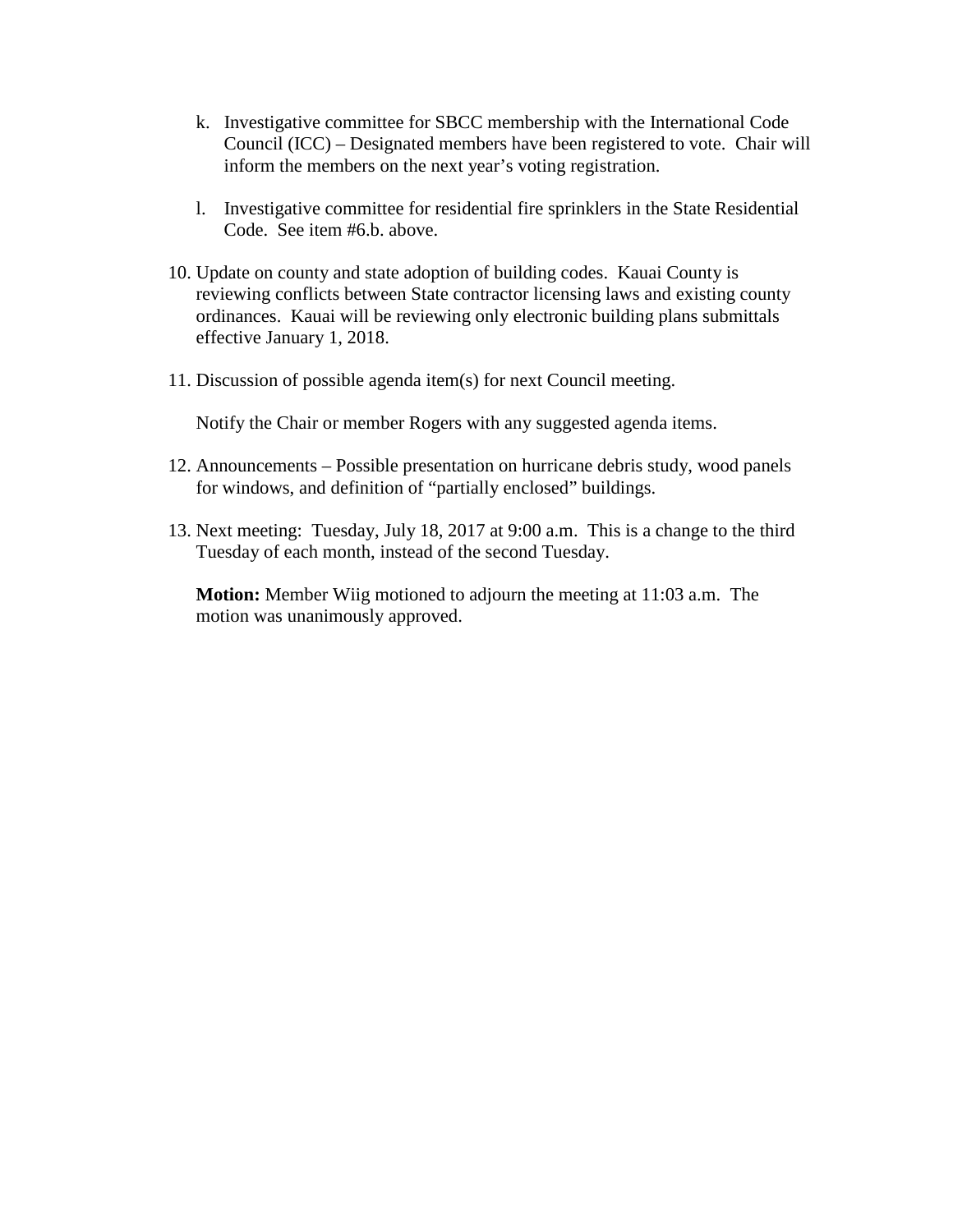k. Investigative committee for SBCC membership with the International Code Council (ICC) – Designated members have been registered to vote. Chair will inform the members on the next year's voting registration.

l. Investigative committee for residential fire sprinklers in the State Residential Code. See item #6.b. above.

10. Update on county and state adoption of building codes. Kauai County is reviewing conflicts between State contractor licensing laws and existing county ordinances. Kauai will be reviewing only electronic building plans submittals effective January 1, 2018.

11. Discussion of possible agenda item(s) for next Council meeting.

    Notify the Chair or member Rogers with any suggested agenda items.

12. Announcements – Possible presentation on hurricane debris study, wood panels for windows, and definition of "partially enclosed" buildings.

13. Next meeting: Tuesday, July 18, 2017 at 9:00 a.m. This is a change to the third Tuesday of each month, instead of the second Tuesday.

    **Motion:** Member Wiig motioned to adjourn the meeting at 11:03 a.m. The motion was unanimously approved.